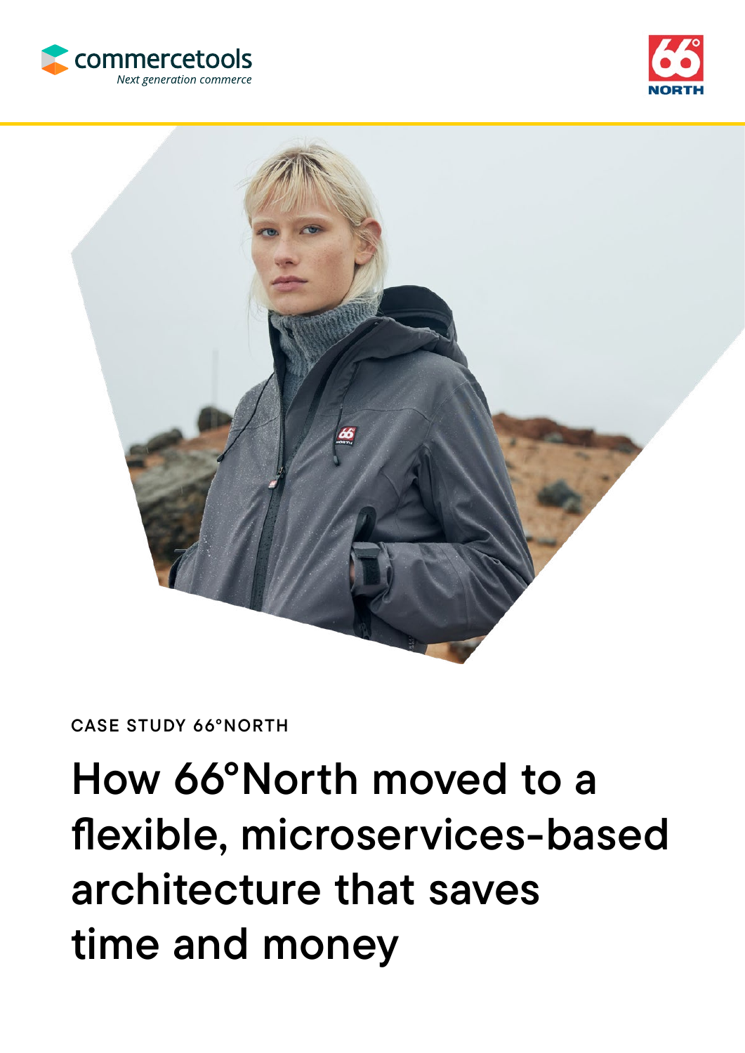commercetools
*Next generation commerce*

66° NORTH

CASE STUDY 66°NORTH

# How 66°North moved to a flexible, microservices-based architecture that saves time and money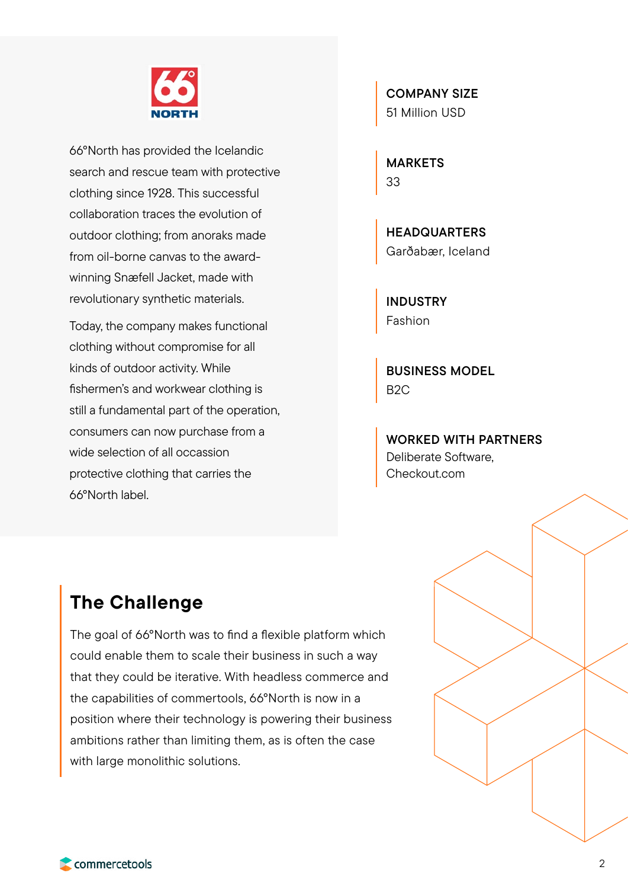66°North has provided the Icelandic search and rescue team with protective clothing since 1928. This successful collaboration traces the evolution of outdoor clothing; from anoraks made from oil-borne canvas to the award-winning Snæfell Jacket, made with revolutionary synthetic materials.

Today, the company makes functional clothing without compromise for all kinds of outdoor activity. While fishermen's and workwear clothing is still a fundamental part of the operation, consumers can now purchase from a wide selection of all occassion protective clothing that carries the 66°North label.

**COMPANY SIZE**
51 Million USD

**MARKETS**
33

**HEADQUARTERS**
Garðabær, Iceland

**INDUSTRY**
Fashion

**BUSINESS MODEL**
B2C

**WORKED WITH PARTNERS**
Deliberate Software, Checkout.com

## The Challenge

The goal of 66°North was to find a flexible platform which could enable them to scale their business in such a way that they could be iterative. With headless commerce and the capabilities of commertools, 66°North is now in a position where their technology is powering their business ambitions rather than limiting them, as is often the case with large monolithic solutions.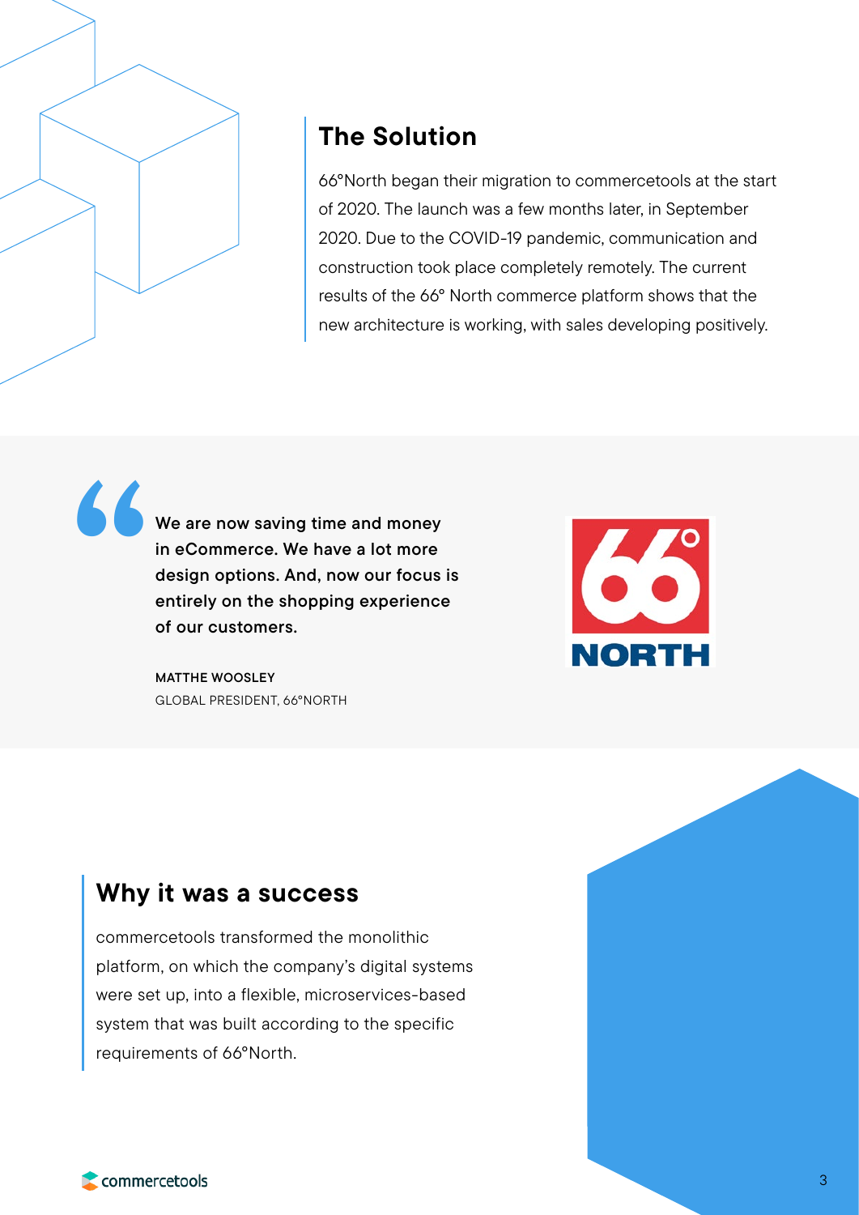## The Solution

66°North began their migration to commercetools at the start of 2020. The launch was a few months later, in September 2020. Due to the COVID-19 pandemic, communication and construction took place completely remotely. The current results of the 66° North commerce platform shows that the new architecture is working, with sales developing positively.

> **We are now saving time and money in eCommerce. We have a lot more design options. And, now our focus is entirely on the shopping experience of our customers.**
>
> **MATTHE WOOSLEY**
> GLOBAL PRESIDENT, 66°NORTH

## Why it was a success

commercetools transformed the monolithic platform, on which the company's digital systems were set up, into a flexible, microservices-based system that was built according to the specific requirements of 66°North.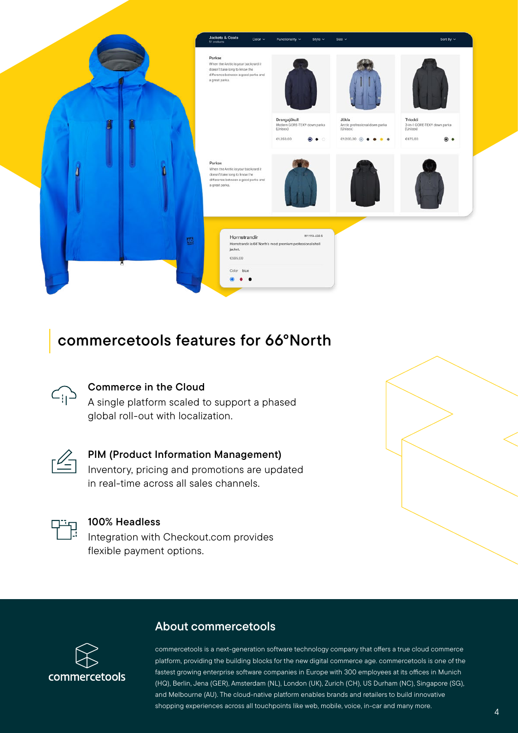## commercetools features for 66°North

**Commerce in the Cloud**
A single platform scaled to support a phased global roll-out with localization.

**PIM (Product Information Management)**
Inventory, pricing and promotions are updated in real-time across all sales channels.

**100% Headless**
Integration with Checkout.com provides flexible payment options.

## About commercetools

commercetools is a next-generation software technology company that offers a true cloud commerce platform, providing the building blocks for the new digital commerce age. commercetools is one of the fastest growing enterprise software companies in Europe with 300 employees at its offices in Munich (HQ), Berlin, Jena (GER), Amsterdam (NL), London (UK), Zurich (CH), US Durham (NC), Singapore (SG), and Melbourne (AU). The cloud-native platform enables brands and retailers to build innovative shopping experiences across all touchpoints like web, mobile, voice, in-car and many more.